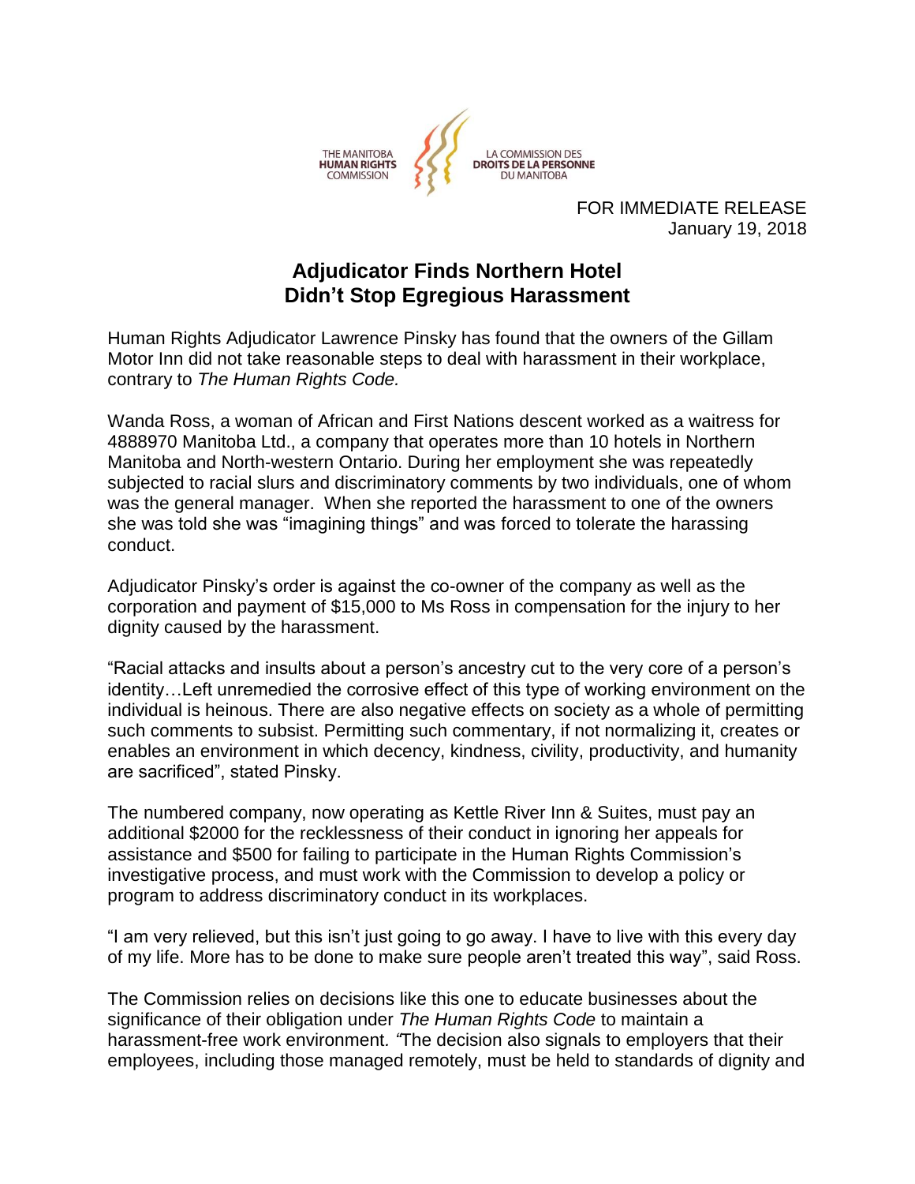THE MANITOBA **HUMAN RIGHTS** COMMISSION

LA COMMISSION DES **DROITS DE LA PERSONNE** DU MANITOBA

FOR IMMEDIATE RELEASE
January 19, 2018

# Adjudicator Finds Northern Hotel Didn't Stop Egregious Harassment

Human Rights Adjudicator Lawrence Pinsky has found that the owners of the Gillam Motor Inn did not take reasonable steps to deal with harassment in their workplace, contrary to *The Human Rights Code.*

Wanda Ross, a woman of African and First Nations descent worked as a waitress for 4888970 Manitoba Ltd., a company that operates more than 10 hotels in Northern Manitoba and North-western Ontario. During her employment she was repeatedly subjected to racial slurs and discriminatory comments by two individuals, one of whom was the general manager. When she reported the harassment to one of the owners she was told she was "imagining things" and was forced to tolerate the harassing conduct.

Adjudicator Pinsky's order is against the co-owner of the company as well as the corporation and payment of $15,000 to Ms Ross in compensation for the injury to her dignity caused by the harassment.

"Racial attacks and insults about a person's ancestry cut to the very core of a person's identity…Left unremedied the corrosive effect of this type of working environment on the individual is heinous. There are also negative effects on society as a whole of permitting such comments to subsist. Permitting such commentary, if not normalizing it, creates or enables an environment in which decency, kindness, civility, productivity, and humanity are sacrificed", stated Pinsky.

The numbered company, now operating as Kettle River Inn & Suites, must pay an additional $2000 for the recklessness of their conduct in ignoring her appeals for assistance and $500 for failing to participate in the Human Rights Commission's investigative process, and must work with the Commission to develop a policy or program to address discriminatory conduct in its workplaces.

"I am very relieved, but this isn't just going to go away. I have to live with this every day of my life. More has to be done to make sure people aren't treated this way", said Ross.

The Commission relies on decisions like this one to educate businesses about the significance of their obligation under *The Human Rights Code* to maintain a harassment-free work environment. "The decision also signals to employers that their employees, including those managed remotely, must be held to standards of dignity and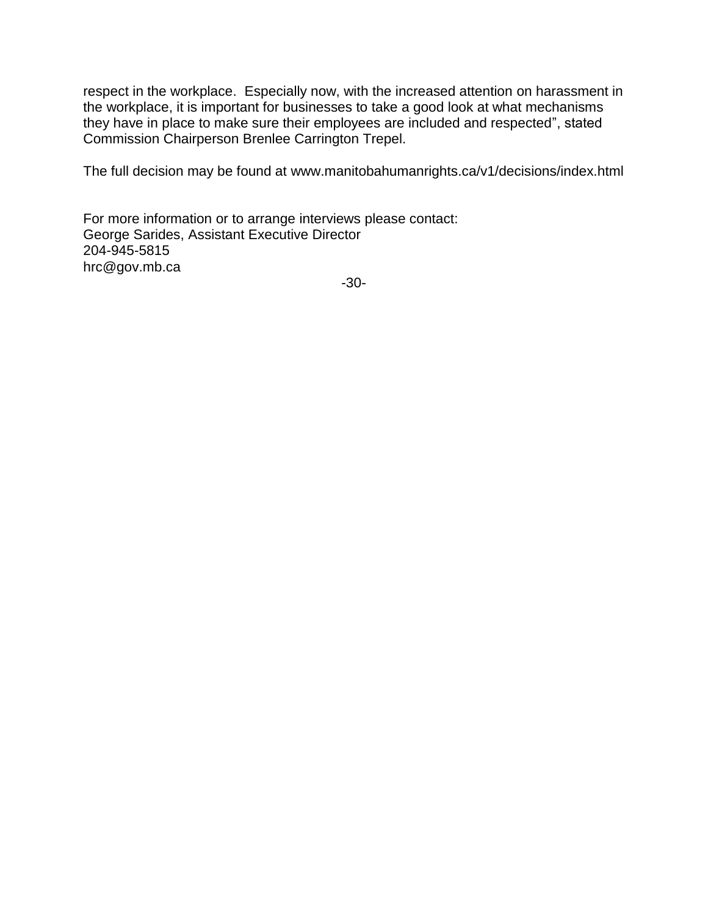respect in the workplace. Especially now, with the increased attention on harassment in the workplace, it is important for businesses to take a good look at what mechanisms they have in place to make sure their employees are included and respected", stated Commission Chairperson Brenlee Carrington Trepel.

The full decision may be found at www.manitobahumanrights.ca/v1/decisions/index.html

For more information or to arrange interviews please contact:
George Sarides, Assistant Executive Director
204-945-5815
hrc@gov.mb.ca

-30-